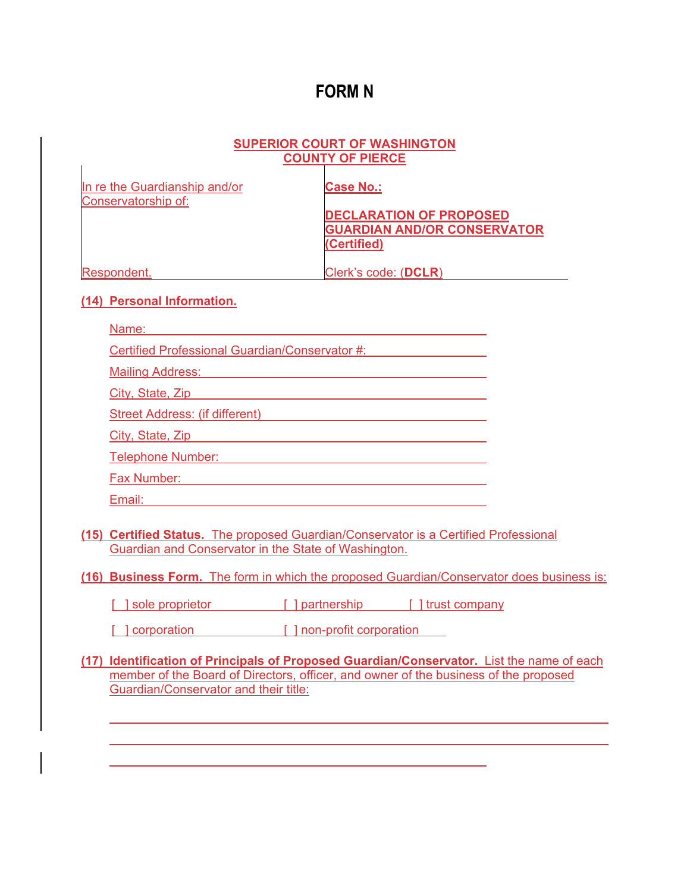# FORM N

**SUPERIOR COURT OF WASHINGTON**
**COUNTY OF PIERCE**

| In re the Guardianship and/or Conservatorship of: | **Case No.:** |
|---|---|
| | **DECLARATION OF PROPOSED GUARDIAN AND/OR CONSERVATOR (Certified)** |
| Respondent. | Clerk's code: (**DCLR**) |

**(14) Personal Information.**

Name: ______________________________________________

Certified Professional Guardian/Conservator #: ________________

Mailing Address: ______________________________________

City, State, Zip ______________________________________

Street Address: (if different) __________________________

City, State, Zip ______________________________________

Telephone Number: ____________________________________

Fax Number: _________________________________________

Email: ______________________________________________

**(15) Certified Status.** The proposed Guardian/Conservator is a Certified Professional Guardian and Conservator in the State of Washington.

**(16) Business Form.** The form in which the proposed Guardian/Conservator does business is:

[ ] sole proprietor [ ] partnership [ ] trust company

[ ] corporation [ ] non-profit corporation

**(17) Identification of Principals of Proposed Guardian/Conservator.** List the name of each member of the Board of Directors, officer, and owner of the business of the proposed Guardian/Conservator and their title:

______________________________________________________________

______________________________________________________________

______________________________________________________________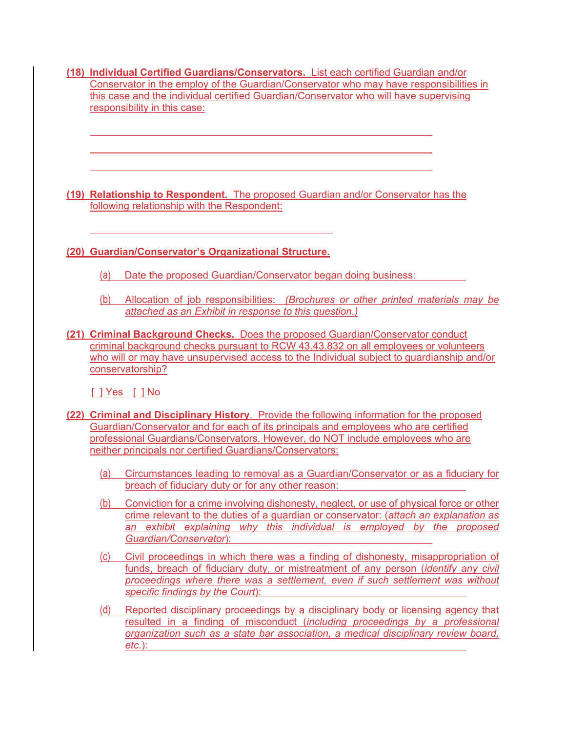**(18) Individual Certified Guardians/Conservators.** List each certified Guardian and/or Conservator in the employ of the Guardian/Conservator who may have responsibilities in this case and the individual certified Guardian/Conservator who will have supervising responsibility in this case:

______________________________________________________________

______________________________________________________________

______________________________________________________________

**(19) Relationship to Respondent.** The proposed Guardian and/or Conservator has the following relationship with the Respondent:

__________________________________________

**(20) Guardian/Conservator's Organizational Structure.**

(a) Date the proposed Guardian/Conservator began doing business: __________

(b) Allocation of job responsibilities: *(Brochures or other printed materials may be attached as an Exhibit in response to this question.)*

**(21) Criminal Background Checks.** Does the proposed Guardian/Conservator conduct criminal background checks pursuant to RCW 43.43.832 on all employees or volunteers who will or may have unsupervised access to the Individual subject to guardianship and/or conservatorship?

[ ] Yes [ ] No

**(22) Criminal and Disciplinary History**. Provide the following information for the proposed Guardian/Conservator and for each of its principals and employees who are certified professional Guardians/Conservators. However, do NOT include employees who are neither principals nor certified Guardians/Conservators:

(a) Circumstances leading to removal as a Guardian/Conservator or as a fiduciary for breach of fiduciary duty or for any other reason: ______________________

(b) Conviction for a crime involving dishonesty, neglect, or use of physical force or other crime relevant to the duties of a guardian or conservator: (*attach an explanation as an exhibit explaining why this individual is employed by the proposed Guardian/Conservator*): ______________________

(c) Civil proceedings in which there was a finding of dishonesty, misappropriation of funds, breach of fiduciary duty, or mistreatment of any person (*identify any civil proceedings where there was a settlement, even if such settlement was without specific findings by the Court*): ______________________

(d) Reported disciplinary proceedings by a disciplinary body or licensing agency that resulted in a finding of misconduct (*including proceedings by a professional organization such as a state bar association, a medical disciplinary review board, etc.*): ______________________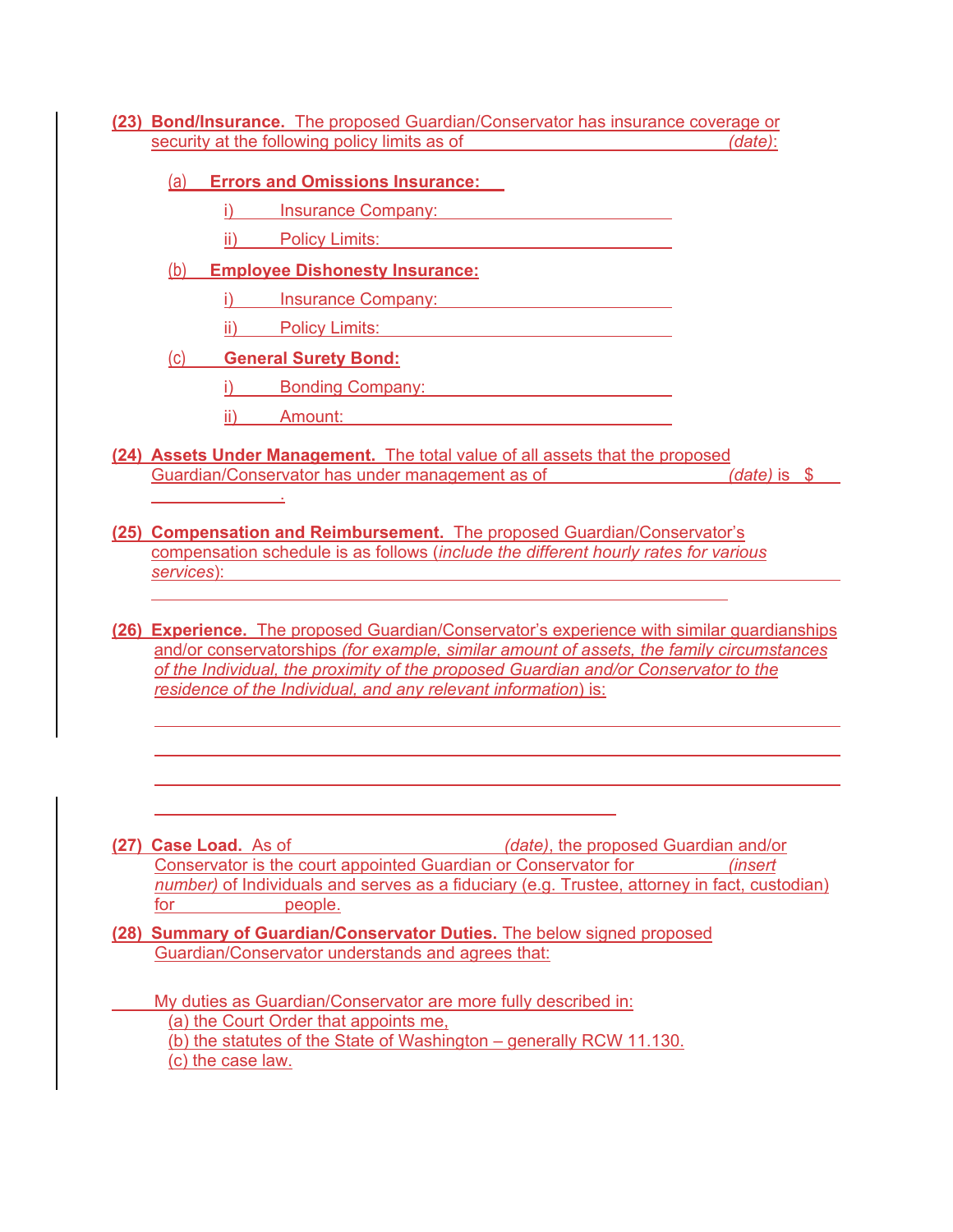**(23) Bond/Insurance.** The proposed Guardian/Conservator has insurance coverage or security at the following policy limits as of ______________________________ *(date)*:

(a) **Errors and Omissions Insurance:**

i) Insurance Company: ______________________________

ii) Policy Limits: ______________________________

(b) **Employee Dishonesty Insurance:**

i) Insurance Company: ______________________________

ii) Policy Limits: ______________________________

(c) **General Surety Bond:**

i) Bonding Company: ______________________________

ii) Amount: ______________________________

**(24) Assets Under Management.** The total value of all assets that the proposed Guardian/Conservator has under management as of ______________________ *(date)* is $ ______________.

**(25) Compensation and Reimbursement.** The proposed Guardian/Conservator's compensation schedule is as follows (*include the different hourly rates for various services*): ______________________________________________________________

______________________________________________________________

**(26) Experience.** The proposed Guardian/Conservator's experience with similar guardianships and/or conservatorships *(for example, similar amount of assets, the family circumstances of the Individual, the proximity of the proposed Guardian and/or Conservator to the residence of the Individual, and any relevant information)* is:

______________________________________________________________

______________________________________________________________

______________________________________________________________

______________________________________________________________

**(27) Case Load.** As of ______________________ *(date)*, the proposed Guardian and/or Conservator is the court appointed Guardian or Conservator for __________ *(insert number)* of Individuals and serves as a fiduciary (e.g. Trustee, attorney in fact, custodian) for ______________ people.

**(28) Summary of Guardian/Conservator Duties.** The below signed proposed Guardian/Conservator understands and agrees that:

My duties as Guardian/Conservator are more fully described in:

(a) the Court Order that appoints me,

(b) the statutes of the State of Washington – generally RCW 11.130.

(c) the case law.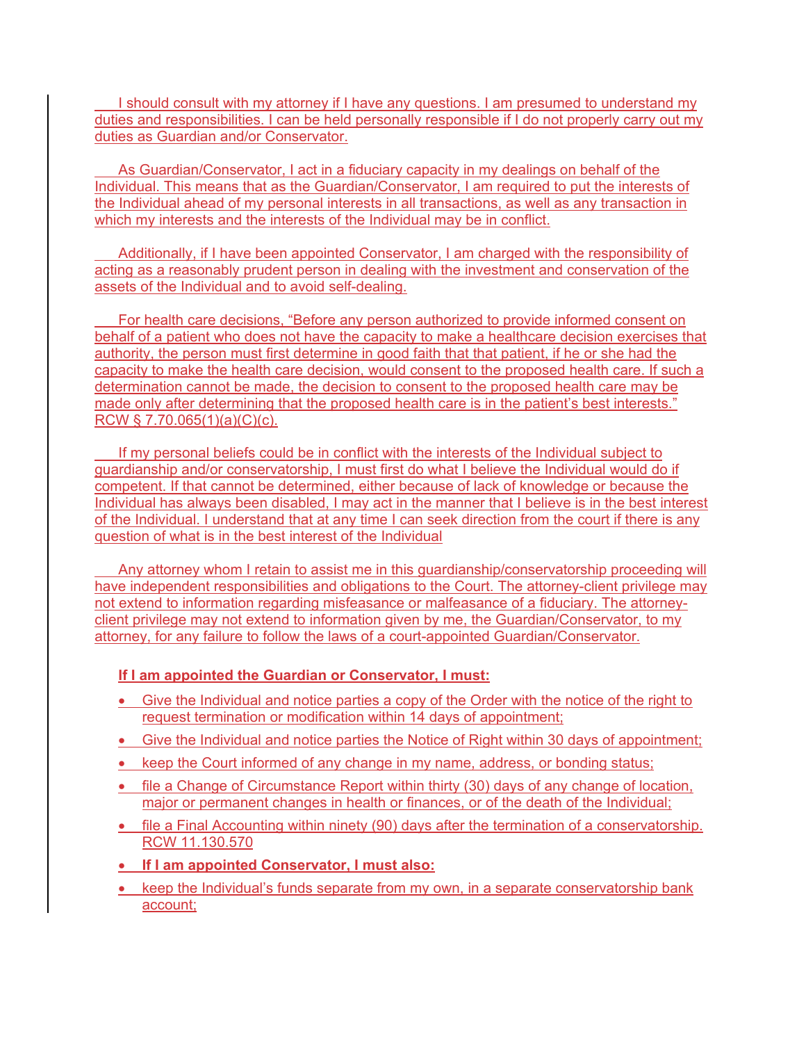I should consult with my attorney if I have any questions. I am presumed to understand my duties and responsibilities. I can be held personally responsible if I do not properly carry out my duties as Guardian and/or Conservator.

As Guardian/Conservator, I act in a fiduciary capacity in my dealings on behalf of the Individual. This means that as the Guardian/Conservator, I am required to put the interests of the Individual ahead of my personal interests in all transactions, as well as any transaction in which my interests and the interests of the Individual may be in conflict.

Additionally, if I have been appointed Conservator, I am charged with the responsibility of acting as a reasonably prudent person in dealing with the investment and conservation of the assets of the Individual and to avoid self-dealing.

For health care decisions, "Before any person authorized to provide informed consent on behalf of a patient who does not have the capacity to make a healthcare decision exercises that authority, the person must first determine in good faith that that patient, if he or she had the capacity to make the health care decision, would consent to the proposed health care. If such a determination cannot be made, the decision to consent to the proposed health care may be made only after determining that the proposed health care is in the patient's best interests." RCW § 7.70.065(1)(a)(C)(c).

If my personal beliefs could be in conflict with the interests of the Individual subject to guardianship and/or conservatorship, I must first do what I believe the Individual would do if competent. If that cannot be determined, either because of lack of knowledge or because the Individual has always been disabled, I may act in the manner that I believe is in the best interest of the Individual. I understand that at any time I can seek direction from the court if there is any question of what is in the best interest of the Individual

Any attorney whom I retain to assist me in this guardianship/conservatorship proceeding will have independent responsibilities and obligations to the Court. The attorney-client privilege may not extend to information regarding misfeasance or malfeasance of a fiduciary. The attorney-client privilege may not extend to information given by me, the Guardian/Conservator, to my attorney, for any failure to follow the laws of a court-appointed Guardian/Conservator.

**If I am appointed the Guardian or Conservator, I must:**

- Give the Individual and notice parties a copy of the Order with the notice of the right to request termination or modification within 14 days of appointment;
- Give the Individual and notice parties the Notice of Right within 30 days of appointment;
- keep the Court informed of any change in my name, address, or bonding status;
- file a Change of Circumstance Report within thirty (30) days of any change of location, major or permanent changes in health or finances, or of the death of the Individual;
- file a Final Accounting within ninety (90) days after the termination of a conservatorship. RCW 11.130.570
- **If I am appointed Conservator, I must also:**
- keep the Individual's funds separate from my own, in a separate conservatorship bank account;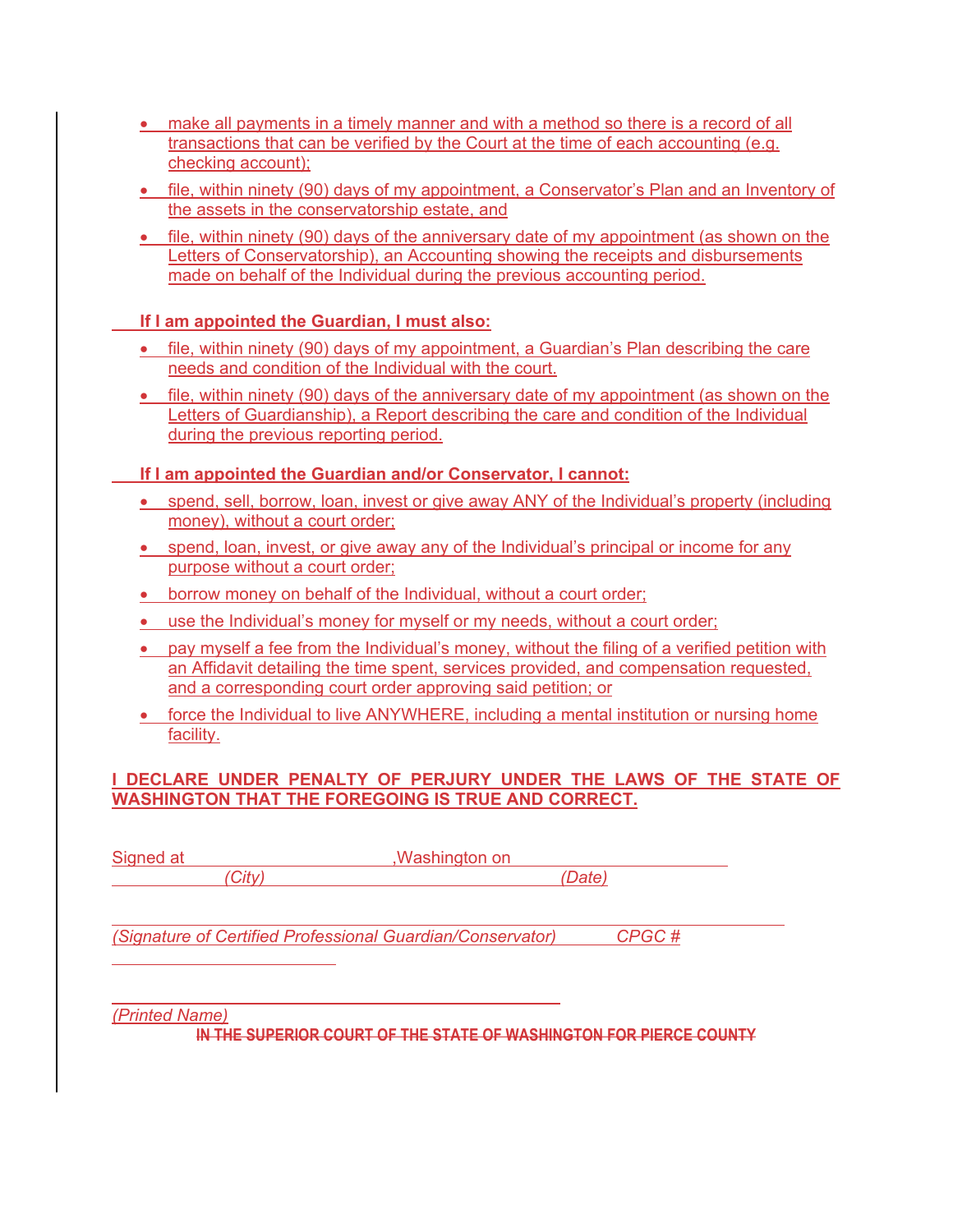- make all payments in a timely manner and with a method so there is a record of all transactions that can be verified by the Court at the time of each accounting (e.g. checking account);
- file, within ninety (90) days of my appointment, a Conservator's Plan and an Inventory of the assets in the conservatorship estate, and
- file, within ninety (90) days of the anniversary date of my appointment (as shown on the Letters of Conservatorship), an Accounting showing the receipts and disbursements made on behalf of the Individual during the previous accounting period.

**If I am appointed the Guardian, I must also:**

- file, within ninety (90) days of my appointment, a Guardian's Plan describing the care needs and condition of the Individual with the court.
- file, within ninety (90) days of the anniversary date of my appointment (as shown on the Letters of Guardianship), a Report describing the care and condition of the Individual during the previous reporting period.

**If I am appointed the Guardian and/or Conservator, I cannot:**

- spend, sell, borrow, loan, invest or give away ANY of the Individual's property (including money), without a court order;
- spend, loan, invest, or give away any of the Individual's principal or income for any purpose without a court order;
- borrow money on behalf of the Individual, without a court order;
- use the Individual's money for myself or my needs, without a court order;
- pay myself a fee from the Individual's money, without the filing of a verified petition with an Affidavit detailing the time spent, services provided, and compensation requested, and a corresponding court order approving said petition; or
- force the Individual to live ANYWHERE, including a mental institution or nursing home facility.

**I DECLARE UNDER PENALTY OF PERJURY UNDER THE LAWS OF THE STATE OF WASHINGTON THAT THE FOREGOING IS TRUE AND CORRECT.**

Signed at ______________________, Washington on ______________________
*(City)* *(Date)*

______________________________________________________________
*(Signature of Certified Professional Guardian/Conservator)* *CPGC #*
______________________

______________________________________________
*(Printed Name)*

~~IN THE SUPERIOR COURT OF THE STATE OF WASHINGTON FOR PIERCE COUNTY~~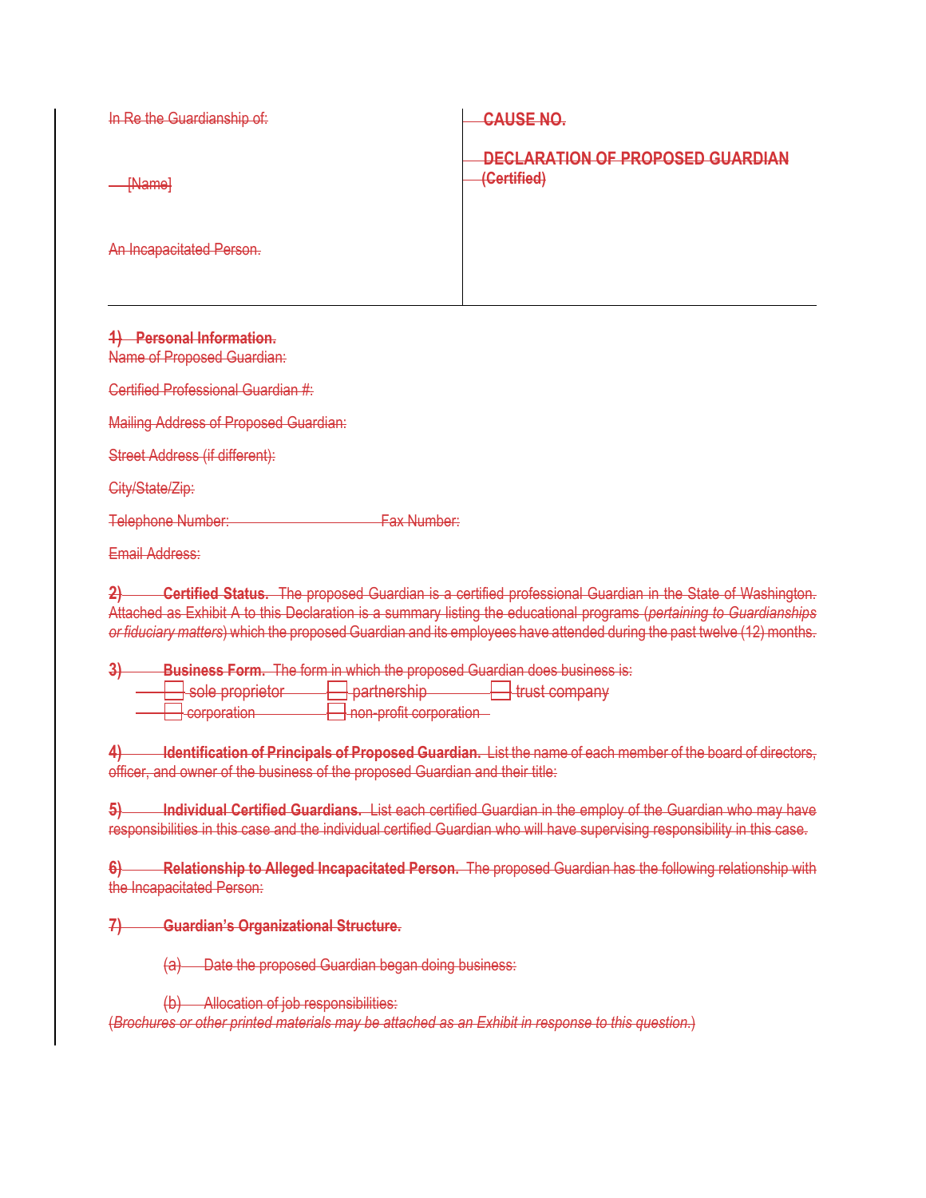| In Re the Guardianship of: | CAUSE NO. |
| --- | --- |
| [Name] | **DECLARATION OF PROPOSED GUARDIAN (Certified)** |
| An Incapacitated Person. | |

**1) Personal Information.**

Name of Proposed Guardian:

Certified Professional Guardian #:

Mailing Address of Proposed Guardian:

Street Address (if different):

City/State/Zip:

Telephone Number: Fax Number:

Email Address:

**2) Certified Status.** The proposed Guardian is a certified professional Guardian in the State of Washington. Attached as Exhibit A to this Declaration is a summary listing the educational programs (*pertaining to Guardianships or fiduciary matters*) which the proposed Guardian and its employees have attended during the past twelve (12) months.

**3) Business Form.** The form in which the proposed Guardian does business is:

☐ sole proprietor ☐ partnership ☐ trust company
☐ corporation ☐ non-profit corporation

**4) Identification of Principals of Proposed Guardian.** List the name of each member of the board of directors, officer, and owner of the business of the proposed Guardian and their title:

**5) Individual Certified Guardians.** List each certified Guardian in the employ of the Guardian who may have responsibilities in this case and the individual certified Guardian who will have supervising responsibility in this case.

**6) Relationship to Alleged Incapacitated Person.** The proposed Guardian has the following relationship with the Incapacitated Person:

**7) Guardian's Organizational Structure.**

(a) Date the proposed Guardian began doing business:

(b) Allocation of job responsibilities:

(*Brochures or other printed materials may be attached as an Exhibit in response to this question.*)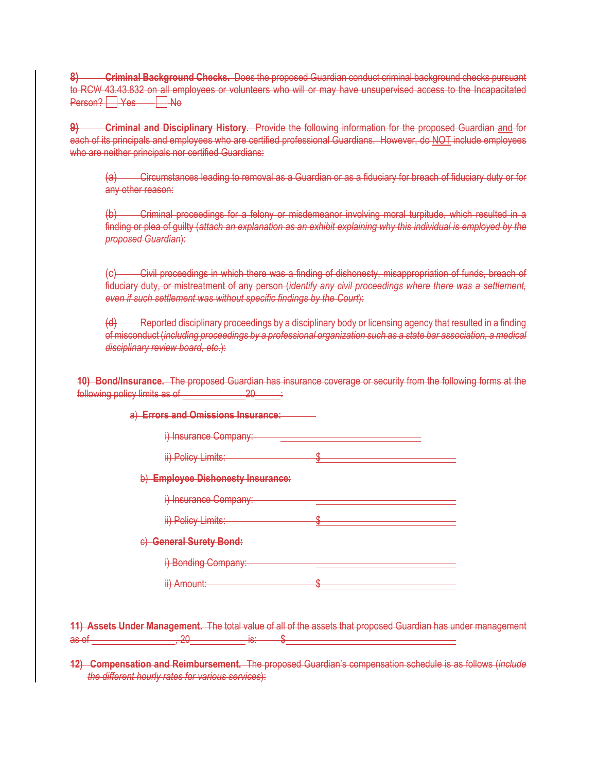~~**8) Criminal Background Checks.** Does the proposed Guardian conduct criminal background checks pursuant to RCW 43.43.832 on all employees or volunteers who will or may have unsupervised access to the Incapacitated Person? ☐ Yes ☐ No~~

~~**9) Criminal and Disciplinary History**. Provide the following information for the proposed Guardian and for each of its principals and employees who are certified professional Guardians. However, do NOT include employees who are neither principals nor certified Guardians:~~

> ~~(a) Circumstances leading to removal as a Guardian or as a fiduciary for breach of fiduciary duty or for any other reason:~~
>
> ~~(b) Criminal proceedings for a felony or misdemeanor involving moral turpitude, which resulted in a finding or plea of guilty (*attach an explanation as an exhibit explaining why this individual is employed by the proposed Guardian*):~~
>
> ~~(c) Civil proceedings in which there was a finding of dishonesty, misappropriation of funds, breach of fiduciary duty, or mistreatment of any person (*identify any civil proceedings where there was a settlement, even if such settlement was without specific findings by the Court*):~~
>
> ~~(d) Reported disciplinary proceedings by a disciplinary body or licensing agency that resulted in a finding of misconduct (*including proceedings by a professional organization such as a state bar association, a medical disciplinary review board, etc.*):~~

~~**10) Bond/Insurance.** The proposed Guardian has insurance coverage or security from the following forms at the following policy limits as of ____________ 20_____:~~

~~a) **Errors and Omissions Insurance:**~~

~~i) Insurance Company: ____________________________~~

~~ii) Policy Limits: $____________________________~~

~~b) **Employee Dishonesty Insurance:**~~

~~i) Insurance Company: ____________________________~~

~~ii) Policy Limits: $____________________________~~

~~c) **General Surety Bond:**~~

~~i) Bonding Company: ____________________________~~

~~ii) Amount: $____________________________~~

~~**11) Assets Under Management.** The total value of all of the assets that proposed Guardian has under management as of ________________, 20___________ is: $____________________________~~

~~**12) Compensation and Reimbursement.** The proposed Guardian's compensation schedule is as follows (*include the different hourly rates for various services*):~~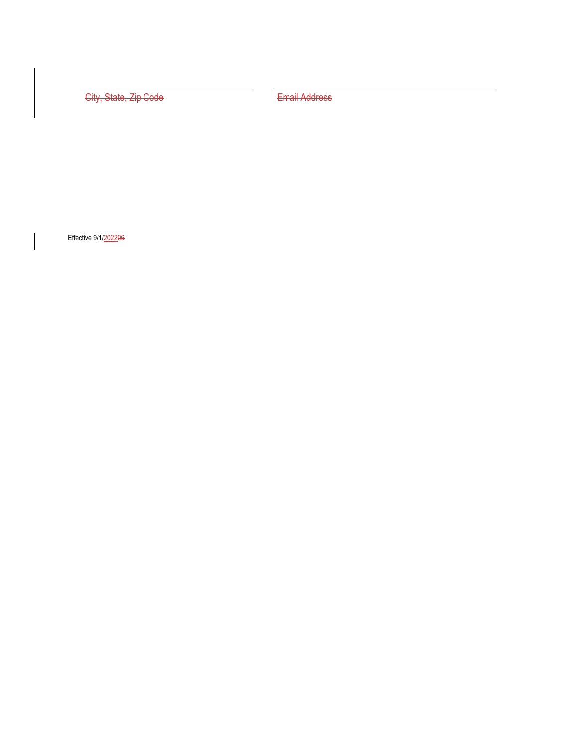~~City, State, Zip Code~~ ~~Email Address~~

Effective 9/1/2022~~06~~